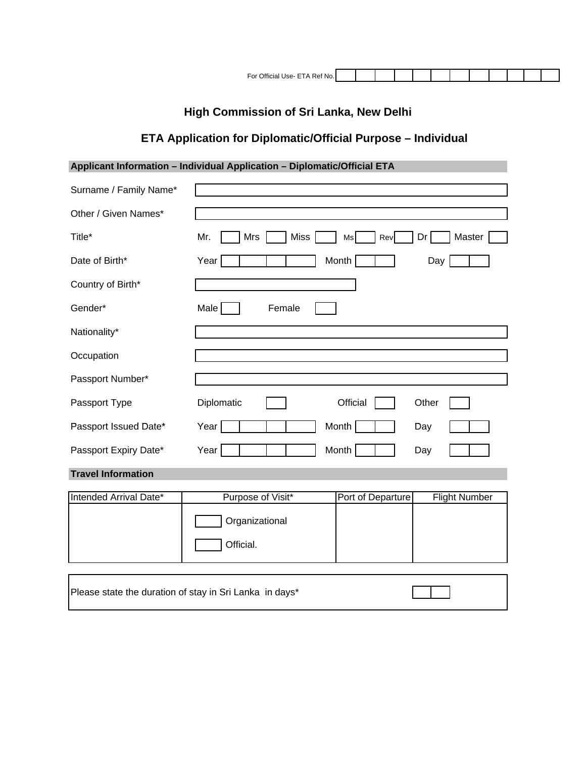For Official Use- ETA Ref No.

## High Commission of Sri Lanka, New Delhi

## ETA Application for Diplomatic/Official Purpose – Individual

**Applicant Information – Individual Application – Diplomatic/Official ETA**

Surname / Family Name*

Other / Given Names*

Title* Mr. Mrs Miss Ms Rev Dr Master

Date of Birth* Year Month Day

Country of Birth*

Gender* Male Female

Nationality*

Occupation

Passport Number*

Passport Type Diplomatic Official Other

Passport Issued Date* Year Month Day

Passport Expiry Date* Year Month Day

**Travel Information**

| Intended Arrival Date* | Purpose of Visit* | Port of Departure | Flight Number |
|---|---|---|---|
| | Organizational<br>Official. | | |

Please state the duration of stay in Sri Lanka in days*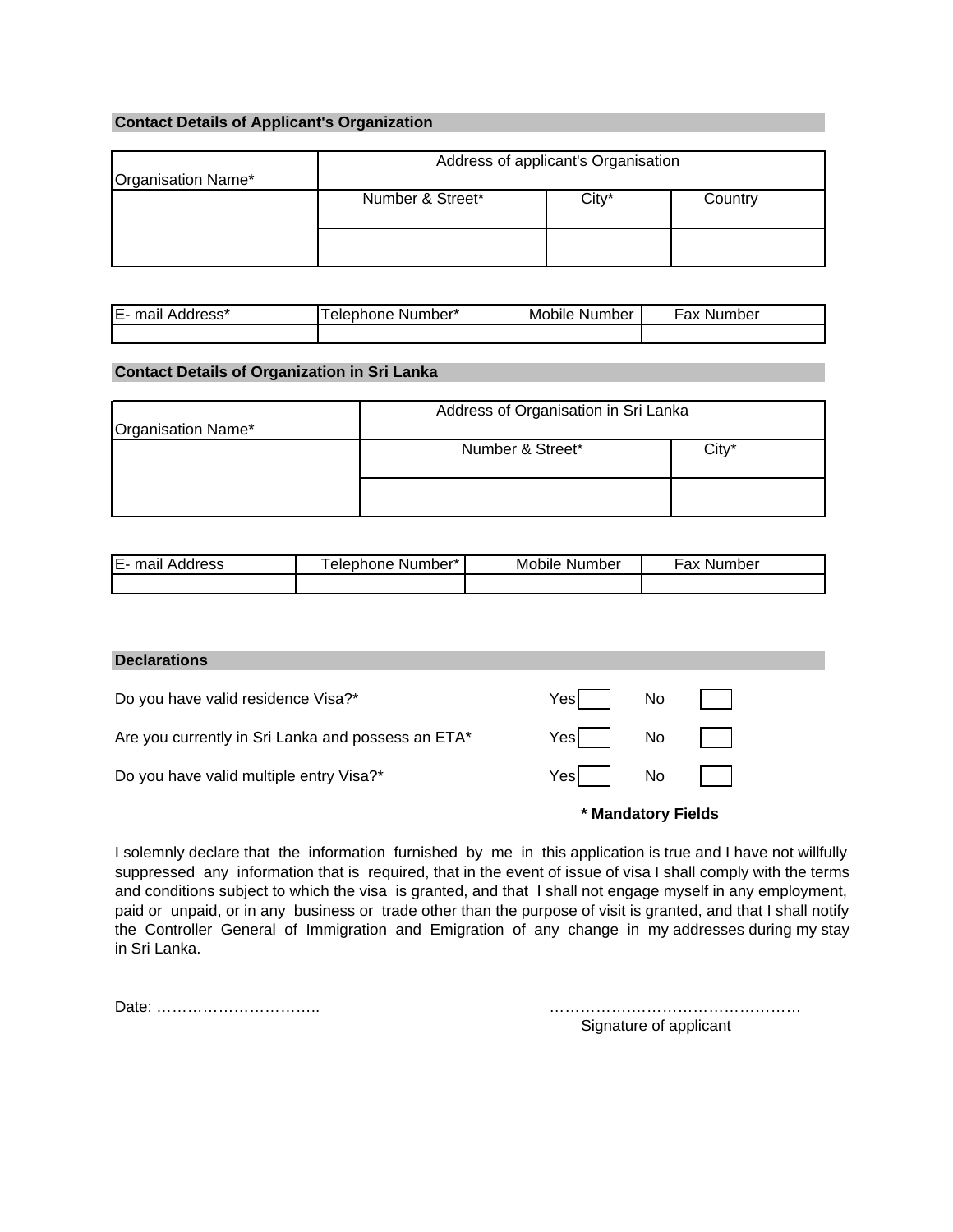## Contact Details of Applicant's Organization

| Organisation Name* | Address of applicant's Organisation | | |
|---|---|---|---|
| | Number & Street* | City* | Country |
| | | | |

| E- mail Address* | Telephone Number* | Mobile Number | Fax Number |
|---|---|---|---|
| | | | |

## Contact Details of Organization in Sri Lanka

| Organisation Name* | Address of Organisation in Sri Lanka | |
|---|---|---|
| | Number & Street* | City* |
| | | |

| E- mail Address | Telephone Number* | Mobile Number | Fax Number |
|---|---|---|---|
| | | | |

## Declarations

Do you have valid residence Visa?* Yes ☐ No ☐

Are you currently in Sri Lanka and possess an ETA* Yes ☐ No ☐

Do you have valid multiple entry Visa?* Yes ☐ No ☐

**\* Mandatory Fields**

I solemnly declare that the information furnished by me in this application is true and I have not willfully suppressed any information that is required, that in the event of issue of visa I shall comply with the terms and conditions subject to which the visa is granted, and that I shall not engage myself in any employment, paid or unpaid, or in any business or trade other than the purpose of visit is granted, and that I shall notify the Controller General of Immigration and Emigration of any change in my addresses during my stay in Sri Lanka.

Date: …………………………..

…………………………………………
Signature of applicant